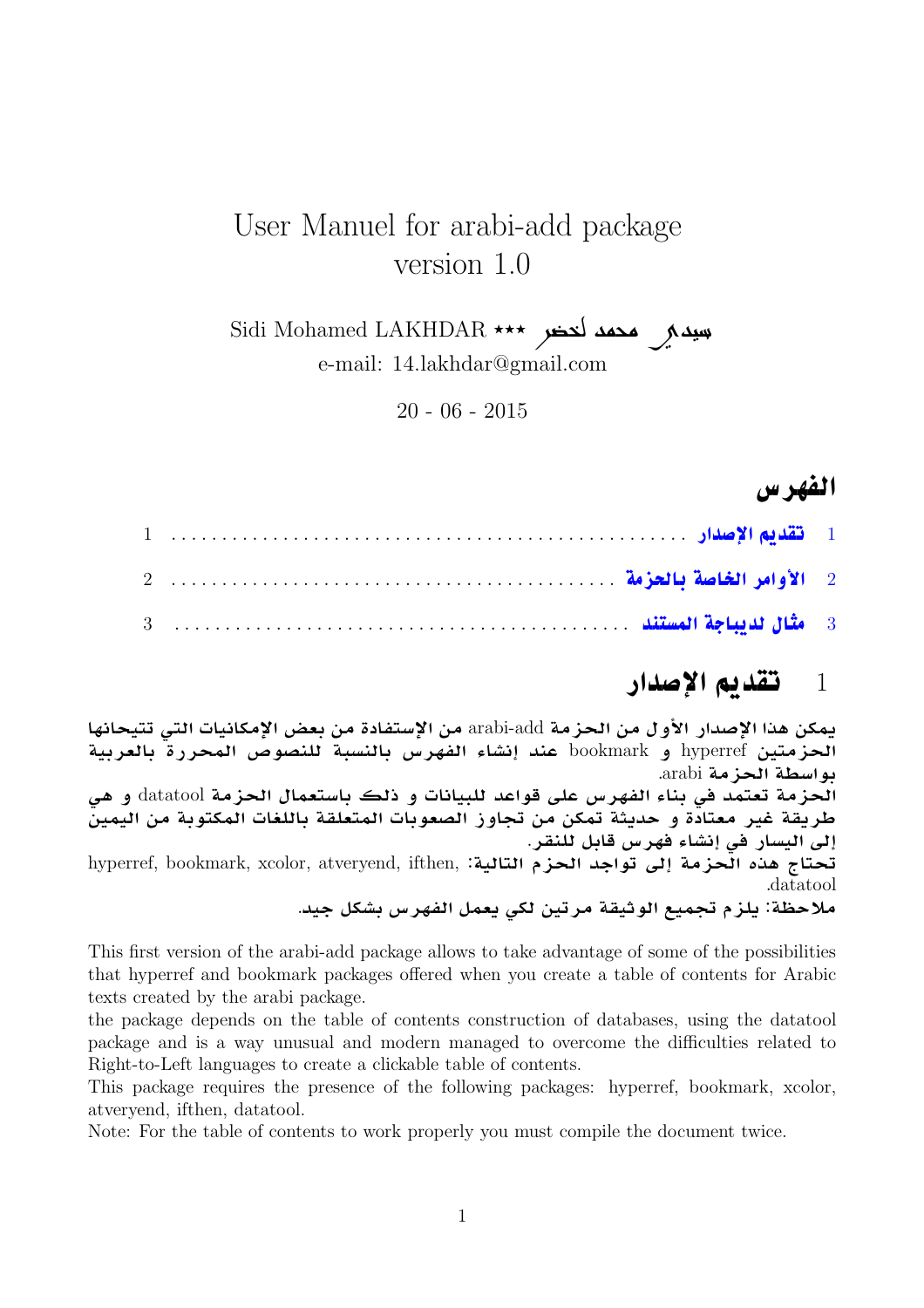# User Manuel for arabi-add package
version 1.0

Sidi Mohamed LAKHDAR ⋆⋆⋆ سيدي محمد لخضر
e-mail: 14.lakhdar@gmail.com

20 - 06 - 2015

## الفهرس

1 تقديم الإصدار ........ 1

2 الأوامر الخاصة بالحزمة ........ 2

3 مثال لديباجة المستند ........ 3

## 1 تقديم الإصدار

**يمكن هذا الإصدار الأول من الحزمة** arabi-add **من الإستفادة من بعض الإمكانيات التي تتيحانها الحزمتين** hyperref **و** bookmark **عند إنشاء الفهرس بالنسبة للنصوص المحررة بالعربية بواسطة الحزمة** arabi.
**الحزمة تعتمد في بناء الفهرس على قواعد للبيانات و ذلك باستعمال الحزمة** datatool **و هي طريقة غير معتادة و حديثة تمكن من تجاوز الصعوبات المتعلقة باللغات المكتوبة من اليمين إلى اليسار في إنشاء فهرس قابل للنقر.**
**تحتاج هذه الحزمة إلى تواجد الحزم التالية:** hyperref, bookmark, xcolor, atveryend, ifthen, datatool.
**ملاحظة: يلزم تجميع الوثيقة مرتين لكي يعمل الفهرس بشكل جيد.**

This first version of the arabi-add package allows to take advantage of some of the possibilities that hyperref and bookmark packages offered when you create a table of contents for Arabic texts created by the arabi package.
the package depends on the table of contents construction of databases, using the datatool package and is a way unusual and modern managed to overcome the difficulties related to Right-to-Left languages to create a clickable table of contents.
This package requires the presence of the following packages: hyperref, bookmark, xcolor, atveryend, ifthen, datatool.
Note: For the table of contents to work properly you must compile the document twice.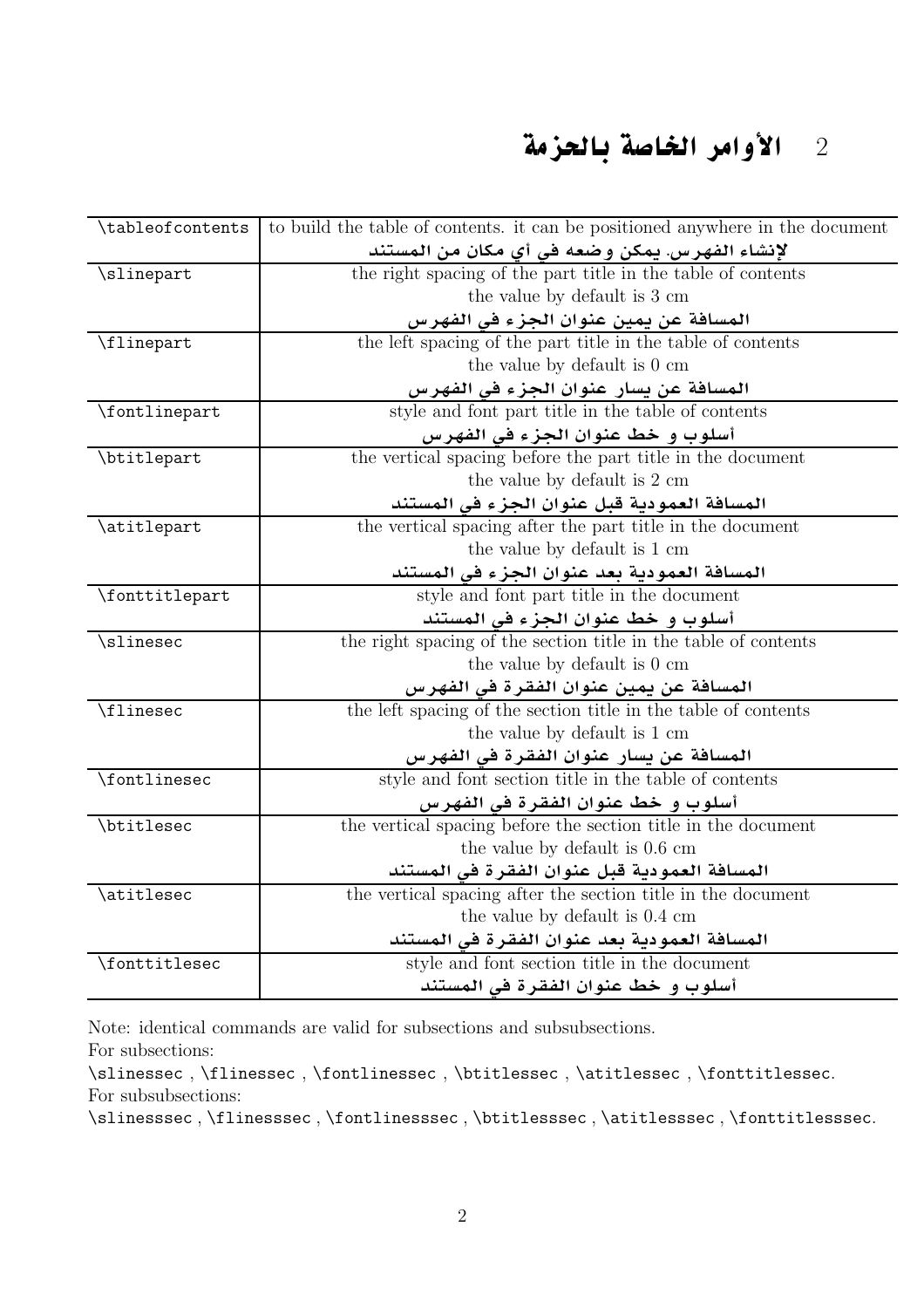## 2 الأوامر الخاصة بالحزمة

| | |
|---|---|
| \tableofcontents | to build the table of contents. it can be positioned anywhere in the document<br>لإنشاء الفهرس. يمكن وضعه في أي مكان من المستند |
| \slinepart | the right spacing of the part title in the table of contents<br>the value by default is 3 cm<br>المسافة عن يمين عنوان الجزء في الفهرس |
| \flinepart | the left spacing of the part title in the table of contents<br>the value by default is 0 cm<br>المسافة عن يسار عنوان الجزء في الفهرس |
| \fontlinepart | style and font part title in the table of contents<br>أسلوب و خط عنوان الجزء في الفهرس |
| \btitlepart | the vertical spacing before the part title in the document<br>the value by default is 2 cm<br>المسافة العمودية قبل عنوان الجزء في المستند |
| \atitlepart | the vertical spacing after the part title in the document<br>the value by default is 1 cm<br>المسافة العمودية بعد عنوان الجزء في المستند |
| \fonttitlepart | style and font part title in the document<br>أسلوب و خط عنوان الجزء في المستند |
| \slinesec | the right spacing of the section title in the table of contents<br>the value by default is 0 cm<br>المسافة عن يمين عنوان الفقرة في الفهرس |
| \flinesec | the left spacing of the section title in the table of contents<br>the value by default is 1 cm<br>المسافة عن يسار عنوان الفقرة في الفهرس |
| \fontlinesec | style and font section title in the table of contents<br>أسلوب و خط عنوان الفقرة في الفهرس |
| \btitlesec | the vertical spacing before the section title in the document<br>the value by default is 0.6 cm<br>المسافة العمودية قبل عنوان الفقرة في المستند |
| \atitlesec | the vertical spacing after the section title in the document<br>the value by default is 0.4 cm<br>المسافة العمودية بعد عنوان الفقرة في المستند |
| \fonttitlesec | style and font section title in the document<br>أسلوب و خط عنوان الفقرة في المستند |

Note: identical commands are valid for subsections and subsubsections.
For subsections:
\slinessec , \flinessec , \fontlinessec , \btitlessec , \atitlessec , \fonttitlessec.
For subsubsections:
\slinesssec , \flinesssec , \fontlinesssec , \btitlesssec , \atitlesssec , \fonttitlesssec.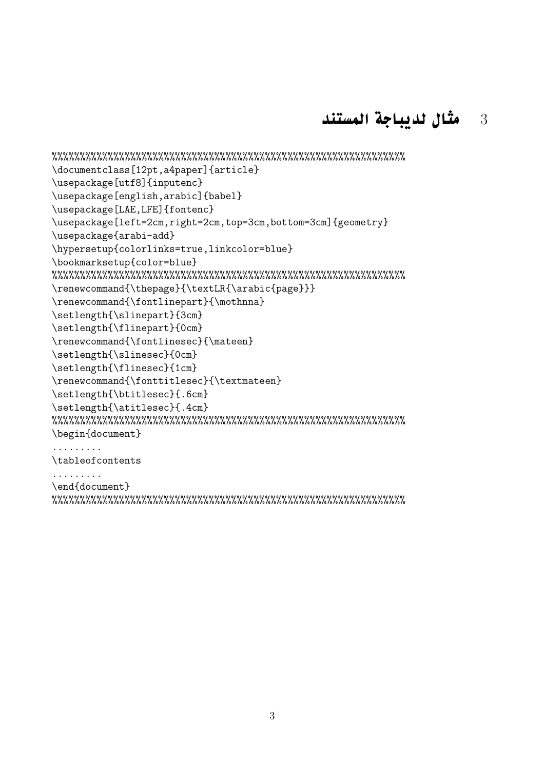## 3 مثال لديباجة المستند

```
%%%%%%%%%%%%%%%%%%%%%%%%%%%%%%%%%%%%%%%%%%%%%%%%%%%%%%%%%%%%%%%%%%%%%%%%%%%%%
\documentclass[12pt,a4paper]{article}
\usepackage[utf8]{inputenc}
\usepackage[english,arabic]{babel}
\usepackage[LAE,LFE]{fontenc}
\usepackage[left=2cm,right=2cm,top=3cm,bottom=3cm]{geometry}
\usepackage{arabi-add}
\hypersetup{colorlinks=true,linkcolor=blue}
\bookmarksetup{color=blue}
%%%%%%%%%%%%%%%%%%%%%%%%%%%%%%%%%%%%%%%%%%%%%%%%%%%%%%%%%%%%%%%%%%%%%%%%%%%%%
\renewcommand{\thepage}{\textLR{\arabic{page}}}
\renewcommand{\fontlinepart}{\mothnna}
\setlength{\slinepart}{3cm}
\setlength{\flinepart}{0cm}
\renewcommand{\fontlinesec}{\mateen}
\setlength{\slinesec}{0cm}
\setlength{\flinesec}{1cm}
\renewcommand{\fonttitlesec}{\textmateen}
\setlength{\btitlesec}{.6cm}
\setlength{\atitlesec}{.4cm}
%%%%%%%%%%%%%%%%%%%%%%%%%%%%%%%%%%%%%%%%%%%%%%%%%%%%%%%%%%%%%%%%%%%%%%%%%%%%%
\begin{document}
.........
\tableofcontents
.........
\end{document}
%%%%%%%%%%%%%%%%%%%%%%%%%%%%%%%%%%%%%%%%%%%%%%%%%%%%%%%%%%%%%%%%%%%%%%%%%%%%%
```